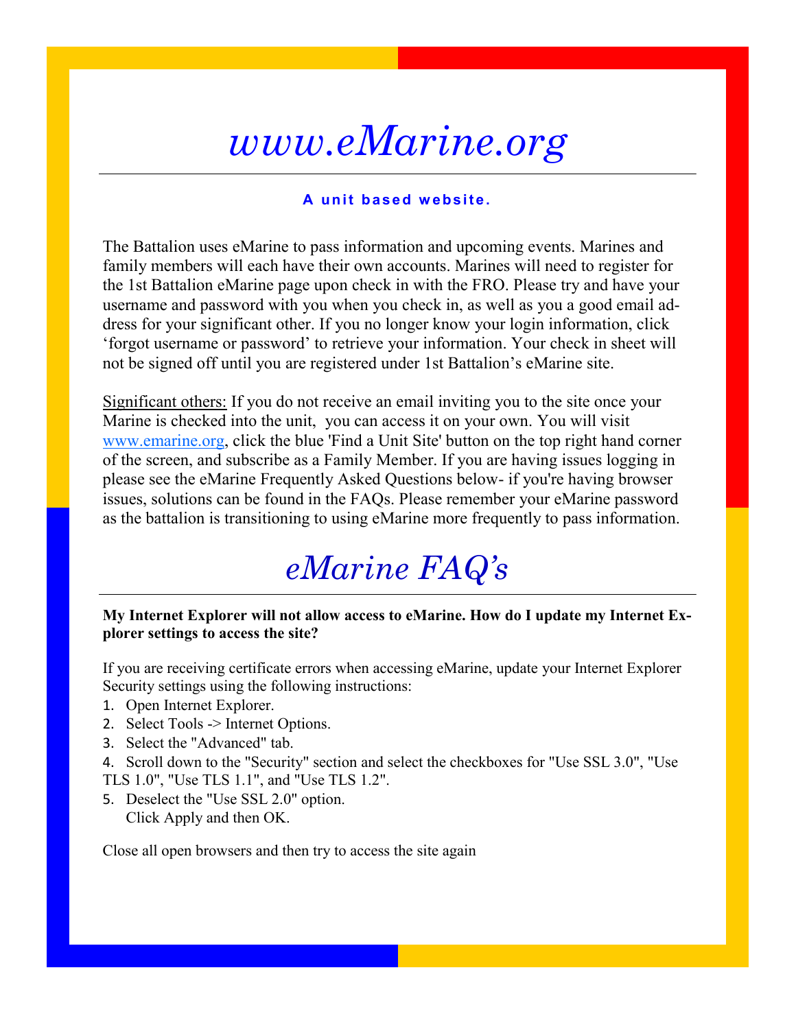# *www.eMarine.org*

**A unit based website.**

The Battalion uses eMarine to pass information and upcoming events. Marines and family members will each have their own accounts. Marines will need to register for the 1st Battalion eMarine page upon check in with the FRO. Please try and have your username and password with you when you check in, as well as you a good email address for your significant other. If you no longer know your login information, click 'forgot username or password' to retrieve your information. Your check in sheet will not be signed off until you are registered under 1st Battalion's eMarine site.

Significant others: If you do not receive an email inviting you to the site once your Marine is checked into the unit, you can access it on your own. You will visit www.emarine.org, click the blue 'Find a Unit Site' button on the top right hand corner of the screen, and subscribe as a Family Member. If you are having issues logging in please see the eMarine Frequently Asked Questions below- if you're having browser issues, solutions can be found in the FAQs. Please remember your eMarine password as the battalion is transitioning to using eMarine more frequently to pass information.

# *eMarine FAQ's*

**My Internet Explorer will not allow access to eMarine. How do I update my Internet Explorer settings to access the site?**

If you are receiving certificate errors when accessing eMarine, update your Internet Explorer Security settings using the following instructions:

1. Open Internet Explorer.
2. Select Tools -> Internet Options.
3. Select the "Advanced" tab.
4. Scroll down to the "Security" section and select the checkboxes for "Use SSL 3.0", "Use TLS 1.0", "Use TLS 1.1", and "Use TLS 1.2".
5. Deselect the "Use SSL 2.0" option.
   Click Apply and then OK.

Close all open browsers and then try to access the site again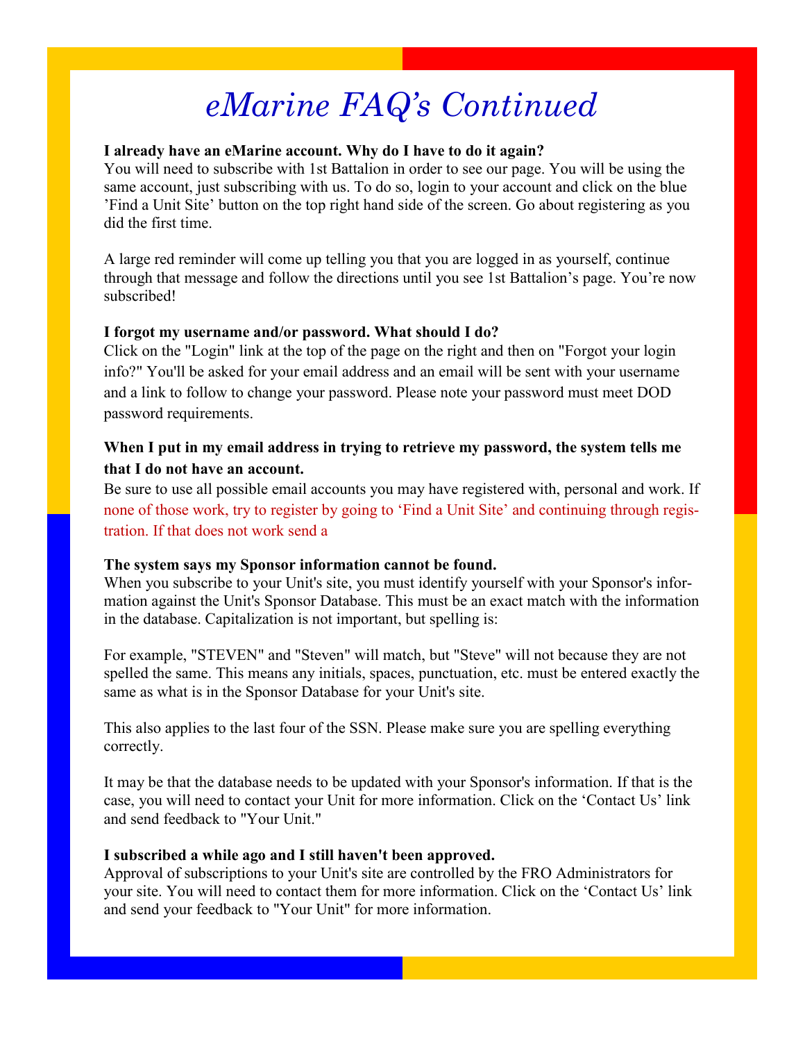# *eMarine FAQ's Continued*

**I already have an eMarine account. Why do I have to do it again?**

You will need to subscribe with 1st Battalion in order to see our page. You will be using the same account, just subscribing with us. To do so, login to your account and click on the blue 'Find a Unit Site' button on the top right hand side of the screen. Go about registering as you did the first time.

A large red reminder will come up telling you that you are logged in as yourself, continue through that message and follow the directions until you see 1st Battalion's page. You're now subscribed!

**I forgot my username and/or password. What should I do?**

Click on the "Login" link at the top of the page on the right and then on "Forgot your login info?" You'll be asked for your email address and an email will be sent with your username and a link to follow to change your password. Please note your password must meet DOD password requirements.

**When I put in my email address in trying to retrieve my password, the system tells me that I do not have an account.**

Be sure to use all possible email accounts you may have registered with, personal and work. If none of those work, try to register by going to 'Find a Unit Site' and continuing through registration. If that does not work send a

**The system says my Sponsor information cannot be found.**

When you subscribe to your Unit's site, you must identify yourself with your Sponsor's information against the Unit's Sponsor Database. This must be an exact match with the information in the database. Capitalization is not important, but spelling is:

For example, "STEVEN" and "Steven" will match, but "Steve" will not because they are not spelled the same. This means any initials, spaces, punctuation, etc. must be entered exactly the same as what is in the Sponsor Database for your Unit's site.

This also applies to the last four of the SSN. Please make sure you are spelling everything correctly.

It may be that the database needs to be updated with your Sponsor's information. If that is the case, you will need to contact your Unit for more information. Click on the 'Contact Us' link and send feedback to "Your Unit."

**I subscribed a while ago and I still haven't been approved.**

Approval of subscriptions to your Unit's site are controlled by the FRO Administrators for your site. You will need to contact them for more information. Click on the 'Contact Us' link and send your feedback to "Your Unit" for more information.